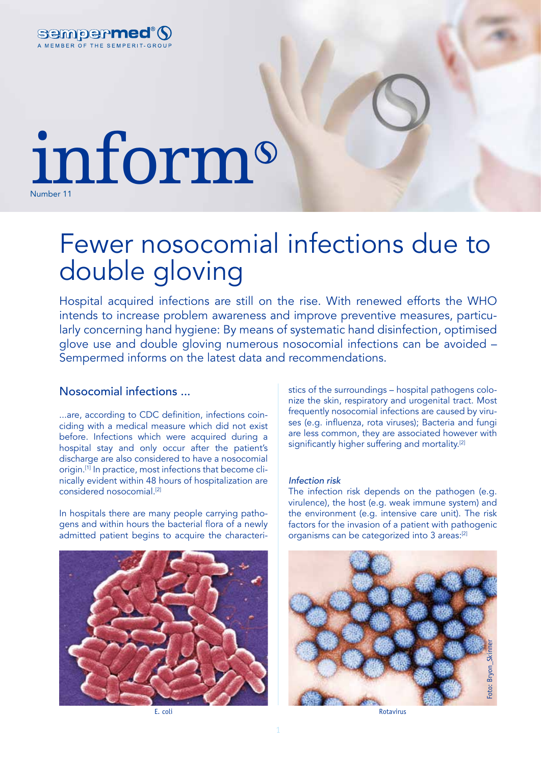sempermed®

A MEMBER OF THE SEMPERIT-GROUP

# inform

Number 11

# Fewer nosocomial infections due to double gloving

Hospital acquired infections are still on the rise. With renewed efforts the WHO intends to increase problem awareness and improve preventive measures, particularly concerning hand hygiene: By means of systematic hand disinfection, optimised glove use and double gloving numerous nosocomial infections can be avoided – Sempermed informs on the latest data and recommendations.

## Nosocomial infections ...

...are, according to CDC definition, infections coinciding with a medical measure which did not exist before. Infections which were acquired during a hospital stay and only occur after the patient's discharge are also considered to have a nosocomial origin.[1] In practice, most infections that become clinically evident within 48 hours of hospitalization are considered nosocomial.[2]

In hospitals there are many people carrying pathogens and within hours the bacterial flora of a newly admitted patient begins to acquire the characteristics of the surroundings – hospital pathogens colonize the skin, respiratory and urogenital tract. Most frequently nosocomial infections are caused by viruses (e.g. influenza, rota viruses); Bacteria and fungi are less common, they are associated however with significantly higher suffering and mortality.[2]

E. coli

*Infection risk*

The infection risk depends on the pathogen (e.g. virulence), the host (e.g. weak immune system) and the environment (e.g. intensive care unit). The risk factors for the invasion of a patient with pathogenic organisms can be categorized into 3 areas:[2]

Foto: Bryon_Skinner

Rotavirus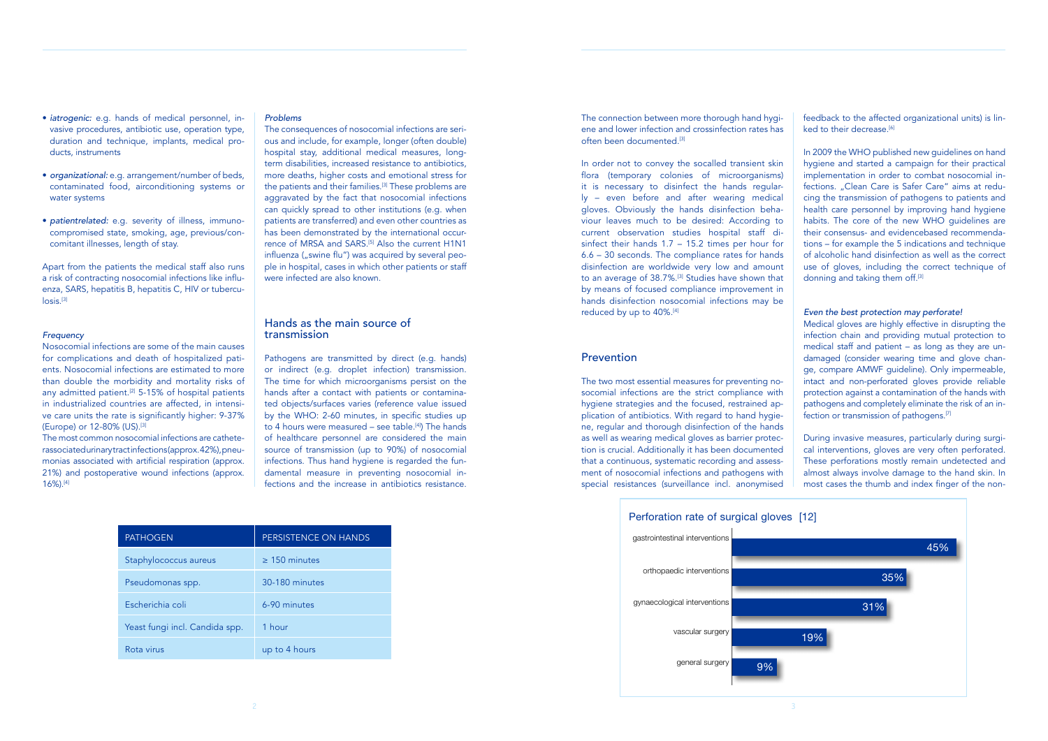- *iatrogenic:* e.g. hands of medical personnel, invasive procedures, antibiotic use, operation type, duration and technique, implants, medical products, instruments

- *organizational:* e.g. arrangement/number of beds, contaminated food, airconditioning systems or water systems

- *patientrelated:* e.g. severity of illness, immunocompromised state, smoking, age, previous/concomitant illnesses, length of stay.

Apart from the patients the medical staff also runs a risk of contracting nosocomial infections like influenza, SARS, hepatitis B, hepatitis C, HIV or tuberculosis.[3]

*Frequency*

Nosocomial infections are some of the main causes for complications and death of hospitalized patients. Nosocomial infections are estimated to more than double the morbidity and mortality risks of any admitted patient.[2] 5-15% of hospital patients in industrialized countries are affected, in intensive care units the rate is significantly higher: 9-37% (Europe) or 12-80% (US).[3]

The most common nosocomial infections are catheterassociated urinary tract infections (approx. 42%), pneumonias associated with artificial respiration (approx. 21%) and postoperative wound infections (approx. 16%).[4]

*Problems*

The consequences of nosocomial infections are serious and include, for example, longer (often double) hospital stay, additional medical measures, longterm disabilities, increased resistance to antibiotics, more deaths, higher costs and emotional stress for the patients and their families.[3] These problems are aggravated by the fact that nosocomial infections can quickly spread to other institutions (e.g. when patients are transferred) and even other countries as has been demonstrated by the international occurrence of MRSA and SARS.[5] Also the current H1N1 influenza („swine flu") was acquired by several people in hospital, cases in which other patients or staff were infected are also known.

## Hands as the main source of transmission

Pathogens are transmitted by direct (e.g. hands) or indirect (e.g. droplet infection) transmission. The time for which microorganisms persist on the hands after a contact with patients or contaminated objects/surfaces varies (reference value issued by the WHO: 2-60 minutes, in specific studies up to 4 hours were measured – see table.[4]) The hands of healthcare personnel are considered the main source of transmission (up to 90%) of nosocomial infections. Thus hand hygiene is regarded the fundamental measure in preventing nosocomial infections and the increase in antibiotics resistance.

| PATHOGEN | PERSISTENCE ON HANDS |
|---|---|
| Staphylococcus aureus | ≥ 150 minutes |
| Pseudomonas spp. | 30-180 minutes |
| Escherichia coli | 6-90 minutes |
| Yeast fungi incl. Candida spp. | 1 hour |
| Rota virus | up to 4 hours |

The connection between more thorough hand hygiene and lower infection and crossinfection rates has often been documented.[3]

In order not to convey the socalled transient skin flora (temporary colonies of microorganisms) it is necessary to disinfect the hands regularly – even before and after wearing medical gloves. Obviously the hands disinfection behaviour leaves much to be desired: According to current observation studies hospital staff disinfect their hands 1.7 – 15.2 times per hour for 6.6 – 30 seconds. The compliance rates for hands disinfection are worldwide very low and amount to an average of 38.7%.[3] Studies have shown that by means of focused compliance improvement in hands disinfection nosocomial infections may be reduced by up to 40%.[4]

## Prevention

The two most essential measures for preventing nosocomial infections are the strict compliance with hygiene strategies and the focused, restrained application of antibiotics. With regard to hand hygiene, regular and thorough disinfection of the hands as well as wearing medical gloves as barrier protection is crucial. Additionally it has been documented that a continuous, systematic recording and assessment of nosocomial infections and pathogens with special resistances (surveillance incl. anonymised feedback to the affected organizational units) is linked to their decrease.[6]

In 2009 the WHO published new guidelines on hand hygiene and started a campaign for their practical implementation in order to combat nosocomial infections. „Clean Care is Safer Care" aims at reducing the transmission of pathogens to patients and health care personnel by improving hand hygiene habits. The core of the new WHO guidelines are their consensus- and evidencebased recommendations – for example the 5 indications and technique of alcoholic hand disinfection as well as the correct use of gloves, including the correct technique of donning and taking them off.[3]

*Even the best protection may perforate!*

Medical gloves are highly effective in disrupting the infection chain and providing mutual protection to medical staff and patient – as long as they are undamaged (consider wearing time and glove change, compare AMWF guideline). Only impermeable, intact and non-perforated gloves provide reliable protection against a contamination of the hands with pathogens and completely eliminate the risk of an infection or transmission of pathogens.[7]

During invasive measures, particularly during surgical interventions, gloves are very often perforated. These perforations mostly remain undetected and almost always involve damage to the hand skin. In most cases the thumb and index finger of the non-

Perforation rate of surgical gloves [12]

| Intervention | Perforation rate |
|---|---|
| gastrointestinal interventions | 45% |
| orthopaedic interventions | 35% |
| gynaecological interventions | 31% |
| vascular surgery | 19% |
| general surgery | 9% |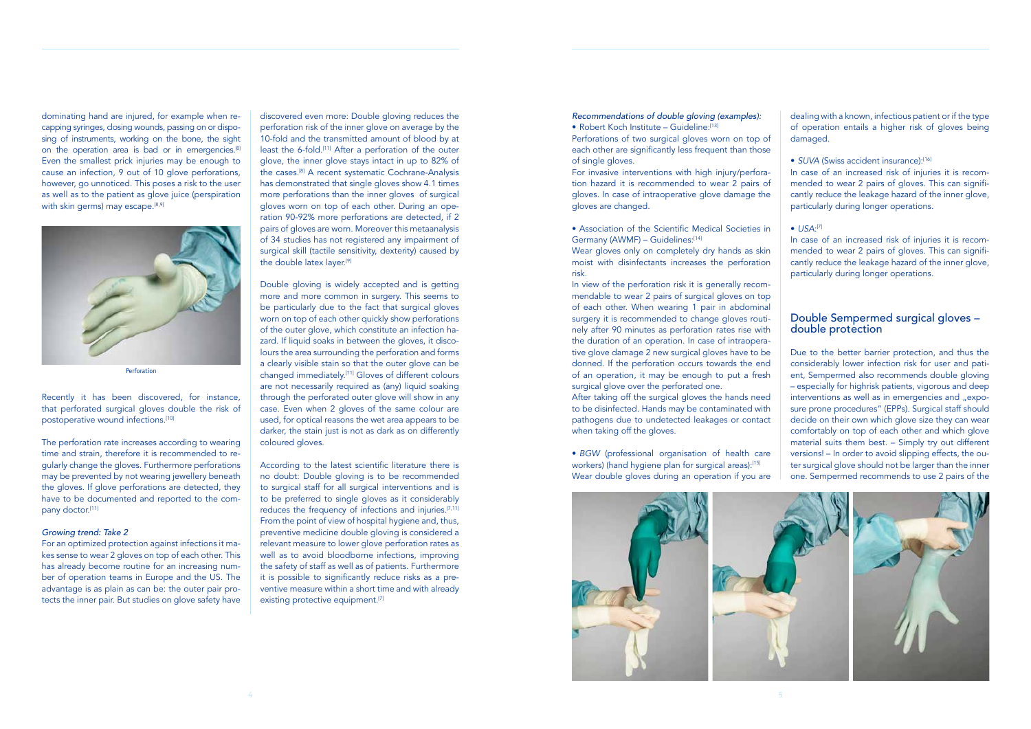dominating hand are injured, for example when re-capping syringes, closing wounds, passing on or disposing of instruments, working on the bone, the sight on the operation area is bad or in emergencies.[8] Even the smallest prick injuries may be enough to cause an infection, 9 out of 10 glove perforations, however, go unnoticed. This poses a risk to the user as well as to the patient as glove juice (perspiration with skin germs) may escape.[8,9]

Perforation

Recently it has been discovered, for instance, that perforated surgical gloves double the risk of postoperative wound infections.[10]

The perforation rate increases according to wearing time and strain, therefore it is recommended to regularly change the gloves. Furthermore perforations may be prevented by not wearing jewellery beneath the gloves. If glove perforations are detected, they have to be documented and reported to the company doctor.[11]

*Growing trend: Take 2*

For an optimized protection against infections it makes sense to wear 2 gloves on top of each other. This has already become routine for an increasing number of operation teams in Europe and the US. The advantage is as plain as can be: the outer pair protects the inner pair. But studies on glove safety have discovered even more: Double gloving reduces the perforation risk of the inner glove on average by the 10-fold and the transmitted amount of blood by at least the 6-fold.[11] After a perforation of the outer glove, the inner glove stays intact in up to 82% of the cases.[8] A recent systematic Cochrane-Analysis has demonstrated that single gloves show 4.1 times more perforations than the inner gloves of surgical gloves worn on top of each other. During an operation 90-92% more perforations are detected, if 2 pairs of gloves are worn. Moreover this metaanalysis of 34 studies has not registered any impairment of surgical skill (tactile sensitivity, dexterity) caused by the double latex layer.[9]

Double gloving is widely accepted and is getting more and more common in surgery. This seems to be particularly due to the fact that surgical gloves worn on top of each other quickly show perforations of the outer glove, which constitute an infection hazard. If liquid soaks in between the gloves, it discolours the area surrounding the perforation and forms a clearly visible stain so that the outer glove can be changed immediately.[11] Gloves of different colours are not necessarily required as (any) liquid soaking through the perforated outer glove will show in any case. Even when 2 gloves of the same colour are used, for optical reasons the wet area appears to be darker, the stain just is not as dark as on differently coloured gloves.

According to the latest scientific literature there is no doubt: Double gloving is to be recommended to surgical staff for all surgical interventions and is to be preferred to single gloves as it considerably reduces the frequency of infections and injuries.[7,11] From the point of view of hospital hygiene and, thus, preventive medicine double gloving is considered a relevant measure to lower glove perforation rates as well as to avoid bloodborne infections, improving the safety of staff as well as of patients. Furthermore it is possible to significantly reduce risks as a preventive measure within a short time and with already existing protective equipment.[7]

*Recommendations of double gloving (examples):*

- Robert Koch Institute – Guideline:[13]

Perforations of two surgical gloves worn on top of each other are significantly less frequent than those of single gloves.
For invasive interventions with high injury/perforation hazard it is recommended to wear 2 pairs of gloves. In case of intraoperative glove damage the gloves are changed.

- Association of the Scientific Medical Societies in Germany (AWMF) – Guidelines:[14]

Wear gloves only on completely dry hands as skin moist with disinfectants increases the perforation risk.
In view of the perforation risk it is generally recommendable to wear 2 pairs of surgical gloves on top of each other. When wearing 1 pair in abdominal surgery it is recommended to change gloves routinely after 90 minutes as perforation rates rise with the duration of an operation. In case of intraoperative glove damage 2 new surgical gloves have to be donned. If the perforation occurs towards the end of an operation, it may be enough to put a fresh surgical glove over the perforated one.
After taking off the surgical gloves the hands need to be disinfected. Hands may be contaminated with pathogens due to undetected leakages or contact when taking off the gloves.

- *BGW* (professional organisation of health care workers) (hand hygiene plan for surgical areas):[15]

Wear double gloves during an operation if you are dealing with a known, infectious patient or if the type of operation entails a higher risk of gloves being damaged.

- *SUVA* (Swiss accident insurance):[16]

In case of an increased risk of injuries it is recommended to wear 2 pairs of gloves. This can significantly reduce the leakage hazard of the inner glove, particularly during longer operations.

- *USA*:[7]

In case of an increased risk of injuries it is recommended to wear 2 pairs of gloves. This can significantly reduce the leakage hazard of the inner glove, particularly during longer operations.

## Double Sempermed surgical gloves – double protection

Due to the better barrier protection, and thus the considerably lower infection risk for user and patient, Sempermed also recommends double gloving – especially for highrisk patients, vigorous and deep interventions as well as in emergencies and „exposure prone procedures" (EPPs). Surgical staff should decide on their own which glove size they can wear comfortably on top of each other and which glove material suits them best. – Simply try out different versions! – In order to avoid slipping effects, the outer surgical glove should not be larger than the inner one. Sempermed recommends to use 2 pairs of the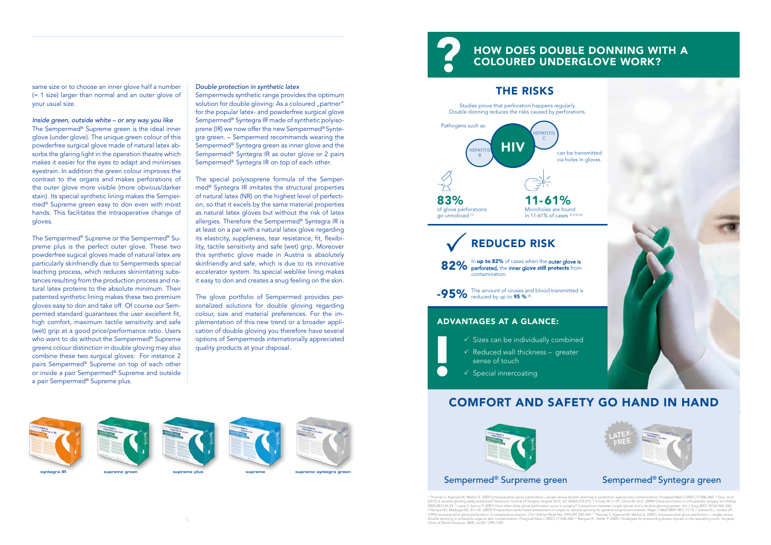same size or to choose an inner glove half a number (= 1 size) larger than normal and an outer glove of your usual size.

*Inside green, outside white – or any way you like*

The Sempermed® Supreme green is the ideal inner glove (under glove). The unique green colour of this powderfree surgical glove made of natural latex absorbs the glaring light in the operation theatre which makes it easier for the eyes to adapt and minimises eyestrain. In addition the green colour improves the contrast to the organs and makes perforations of the outer glove more visible (more obvious/darker stain). Its special synthetic lining makes the Sempermed® Supreme green easy to don even with moist hands. This facilitates the intraoperative change of gloves.

The Sempermed® Supreme or the Sempermed® Supreme plus is the perfect outer glove. These two powderfree sugical gloves made of natural latex are particularly skinfriendly due to Sempermeds special leaching process, which reduces skinirritating substances resulting from the production process and natural latex proteins to the absolute minimum. Their patented synthetic lining makes these two premium gloves easy to don and take off. Of course our Sempermed standard guarantees the user excellent fit, high comfort, maximum tactile sensitivity and safe (wet) grip at a good price/performance ratio. Users who want to do without the Sempermed® Supreme greens colour distinction in double gloving may also combine these two surgical gloves: For instance 2 pairs Sempermed® Supreme on top of each other or inside a pair Sempermed® Supreme and outside a pair Sempermed® Supreme plus.

*Double protection in synthetic latex*

Sempermeds synthetic range provides the optimum solution for double gloving: As a coloured „partner" for the popular latex- and powderfree surgical glove Sempermed® Syntegra IR made of synthetic polyisoprene (IR) we now offer the new Sempermed® Syntegra green. – Sempermed recommends wearing the Sempermed® Syntegra green as inner glove and the Sempermed® Syntegra IR as outer glove or 2 pairs Sempermed® Syntegra IR on top of each other.

The special polyisoprene formula of the Sempermed® Syntegra IR imitates the structural properties of natural latex (NR) on the highest level of perfection, so that it excels by the same material properties as natural latex gloves but without the risk of latex allergies. Therefore the Sempermed® Syntegra IR is at least on a par with a natural latex glove regarding its elasticity, suppleness, tear resistance, fit, flexibility, tactile sensitivity and safe (wet) grip. Moreover this synthetic glove made in Austria is absolutely skinfriendly and safe, which is due to its innovative accelerator system. Its special weblike lining makes it easy to don and creates a snug feeling on the skin.

The glove portfolio of Sempermed provides personalized solutions for double gloving regarding colour, size and material preferences. For the implementation of this new trend or a broader application of double gloving you therefore have several options of Sempermeds internationally appreciated quality products at your disposal.

syntegra IR | supreme green | supreme plus | supreme | supreme syntegra green

## HOW DOES DOUBLE DONNING WITH A COLOURED UNDERGLOVE WORK?

### THE RISKS

Studies prove that perforation happens regularly. Double donning reduces the risks caused by perforations.

Pathogens such as: HEPATITIS B, HIV, HEPATITIS C can be transmitted via holes in gloves.

**83%** of glove perforations go unnoticed [1]

**11-61%** Microholes are found in 11-61% of cases [2,3,4,5,6]

### REDUCED RISK

**82%** In **up to 82%** of cases when the **outer glove is perforated**, the **inner glove still protects** from contamination.

**-95%** The amount of viruses and blood transmitted is reduced by up to **95 %** [8].

### ADVANTAGES AT A GLANCE:

- Sizes can be individually combined
- Reduced wall thickness – greater sense of touch
- Special innercoating

## COMFORT AND SAFETY GO HAND IN HAND

Sempermed® Surpreme green

LATEX-FREE

Sempermed® Syntegra green

[1] Thomas S, Agarwal M, Mehta G. (2001),Intraoperative glove perforation—single versus double donning in protection against skin contamination, Postgrad Med J (2001),77:458–460. [2] Guo, et al (2012) Is double-gloving really protective? American Journal of Surgery, August 2012, Vol 204(2):210-215. [3] Yinusa W, Li YH, Chow W, et al. (2004) Glove punctures in orthopaedic surgery. Int Orthop 2004;28(1):36-39. [4] Laine T, Aarnio P. (2001) How often does glove perforation occur in surgery? Comparison between single gloves and a double-gloving system. Am J Surg 2001;181(6):564- 566. [5] Na'aya HU, Madziga AG, Eni UE. (2009) Prospective randomized assessment of single vs. double-gloving for general surgical procedures. Niger J Med 2009;18(1):73-74. [6] Sebold EJ, Jordan LR. (1993) Intraoperative glove perforation. A comparative analysis. Clin Orthop Relat Res 1993;297:242-244. [7] Thomas S, Agarwal M, Mehta G. (2001), Intraoperative glove perforation – single versus double donning in protection against skin contamination, Postgrad Med J (2001),77:458–460. [8] Berguer R , Heller P. (2005 ) Strategies for preventing sharps injuries in the operating room. Surgical Clinic of North America. 2005; vol 85. 1299-1305.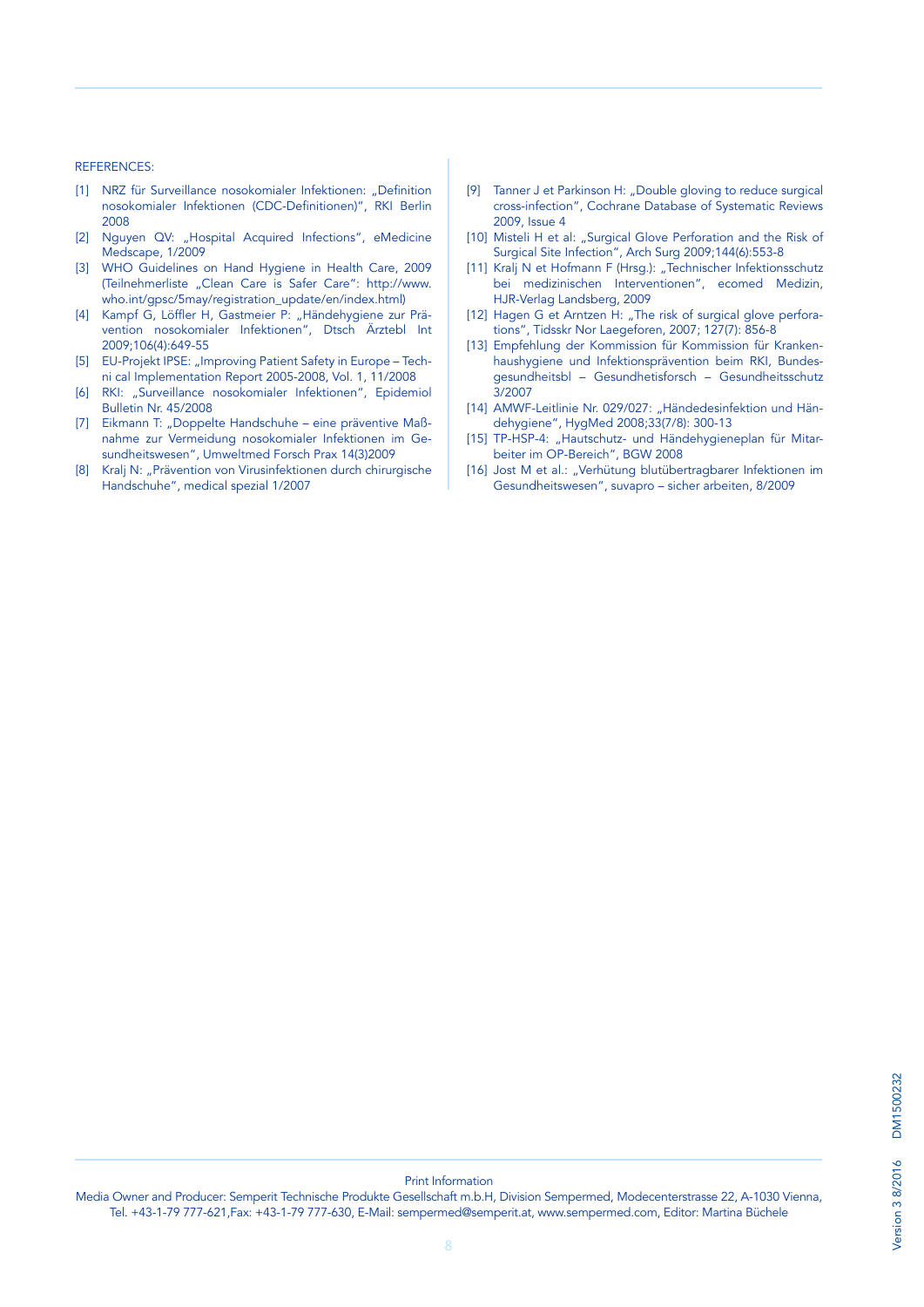REFERENCES:

[1] NRZ für Surveillance nosokomialer Infektionen: „Definition nosokomialer Infektionen (CDC-Definitionen)", RKI Berlin 2008

[2] Nguyen QV: „Hospital Acquired Infections", eMedicine Medscape, 1/2009

[3] WHO Guidelines on Hand Hygiene in Health Care, 2009 (Teilnehmerliste „Clean Care is Safer Care": http://www.who.int/gpsc/5may/registration_update/en/index.html)

[4] Kampf G, Löffler H, Gastmeier P: „Händehygiene zur Prävention nosokomialer Infektionen", Dtsch Ärztebl Int 2009;106(4):649-55

[5] EU-Projekt IPSE: „Improving Patient Safety in Europe – Techni cal Implementation Report 2005-2008, Vol. 1, 11/2008

[6] RKI: „Surveillance nosokomialer Infektionen", Epidemiol Bulletin Nr. 45/2008

[7] Eikmann T: „Doppelte Handschuhe – eine präventive Maßnahme zur Vermeidung nosokomialer Infektionen im Gesundheitswesen", Umweltmed Forsch Prax 14(3)2009

[8] Kralj N: „Prävention von Virusinfektionen durch chirurgische Handschuhe", medical spezial 1/2007

[9] Tanner J et Parkinson H: „Double gloving to reduce surgical cross-infection", Cochrane Database of Systematic Reviews 2009, Issue 4

[10] Misteli H et al: „Surgical Glove Perforation and the Risk of Surgical Site Infection", Arch Surg 2009;144(6):553-8

[11] Kralj N et Hofmann F (Hrsg.): „Technischer Infektionsschutz bei medizinischen Interventionen", ecomed Medizin, HJR-Verlag Landsberg, 2009

[12] Hagen G et Arntzen H: „The risk of surgical glove perforations", Tidsskr Nor Laegeforen, 2007; 127(7): 856-8

[13] Empfehlung der Kommission für Kommission für Krankenhaushygiene und Infektionsprävention beim RKI, Bundesgesundheitsbl – Gesundhetisforsch – Gesundheitsschutz 3/2007

[14] AMWF-Leitlinie Nr. 029/027: „Händedesinfektion und Händehygiene", HygMed 2008;33(7/8): 300-13

[15] TP-HSP-4: „Hautschutz- und Händehygieneplan für Mitarbeiter im OP-Bereich", BGW 2008

[16] Jost M et al.: „Verhütung blutübertragbarer Infektionen im Gesundheitswesen", suvapro – sicher arbeiten, 8/2009

Print Information

Media Owner and Producer: Semperit Technische Produkte Gesellschaft m.b.H, Division Sempermed, Modecenterstrasse 22, A-1030 Vienna, Tel. +43-1-79 777-621,Fax: +43-1-79 777-630, E-Mail: sempermed@semperit.at, www.sempermed.com, Editor: Martina Büchele

Version 3 8/2016 DM1500232